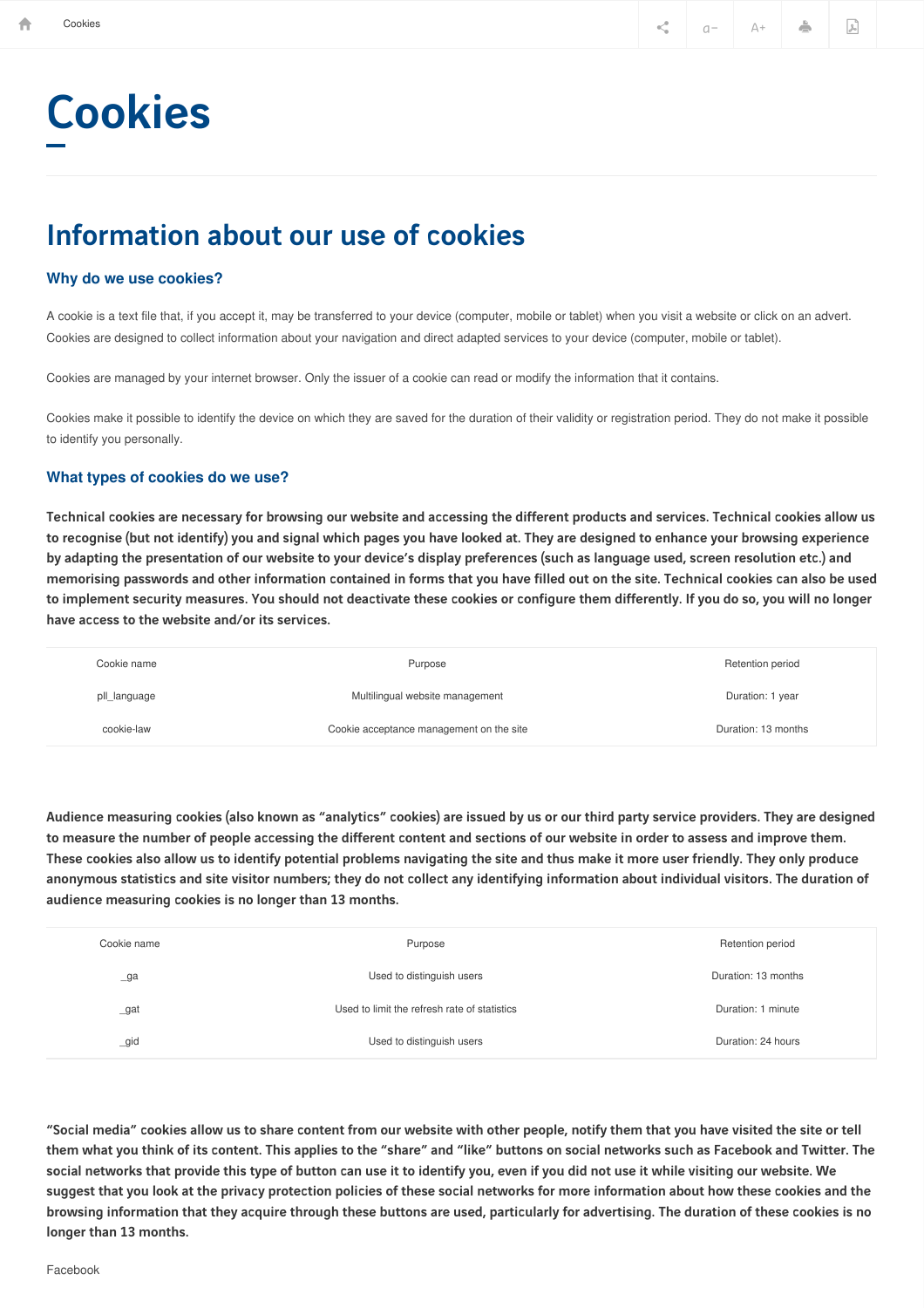Cookies

# Cookies

## Information about our use of cookies

### Why do we use cookies?

A cookie is a text file that, if you accept it, may be transferred to your device (computer, mobile or tablet) when you visit a website or click on an advert. Cookies are designed to collect information about your navigation and direct adapted services to your device (computer, mobile or tablet).

Cookies are managed by your internet browser. Only the issuer of a cookie can read or modify the information that it contains.

Cookies make it possible to identify the device on which they are saved for the duration of their validity or registration period. They do not make it possible to identify you personally.

### What types of cookies do we use?

**Technical cookies are necessary for browsing our website and accessing the different products and services. Technical cookies allow us to recognise (but not identify) you and signal which pages you have looked at. They are designed to enhance your browsing experience by adapting the presentation of our website to your device's display preferences (such as language used, screen resolution etc.) and memorising passwords and other information contained in forms that you have filled out on the site. Technical cookies can also be used to implement security measures. You should not deactivate these cookies or configure them differently. If you do so, you will no longer have access to the website and/or its services.**

| Cookie name | Purpose | Retention period |
|---|---|---|
| pll_language | Multilingual website management | Duration: 1 year |
| cookie-law | Cookie acceptance management on the site | Duration: 13 months |

**Audience measuring cookies (also known as "analytics" cookies) are issued by us or our third party service providers. They are designed to measure the number of people accessing the different content and sections of our website in order to assess and improve them. These cookies also allow us to identify potential problems navigating the site and thus make it more user friendly. They only produce anonymous statistics and site visitor numbers; they do not collect any identifying information about individual visitors. The duration of audience measuring cookies is no longer than 13 months.**

| Cookie name | Purpose | Retention period |
|---|---|---|
| _ga | Used to distinguish users | Duration: 13 months |
| _gat | Used to limit the refresh rate of statistics | Duration: 1 minute |
| _gid | Used to distinguish users | Duration: 24 hours |

**"Social media" cookies allow us to share content from our website with other people, notify them that you have visited the site or tell them what you think of its content. This applies to the "share" and "like" buttons on social networks such as Facebook and Twitter. The social networks that provide this type of button can use it to identify you, even if you did not use it while visiting our website. We suggest that you look at the privacy protection policies of these social networks for more information about how these cookies and the browsing information that they acquire through these buttons are used, particularly for advertising. The duration of these cookies is no longer than 13 months.**

Facebook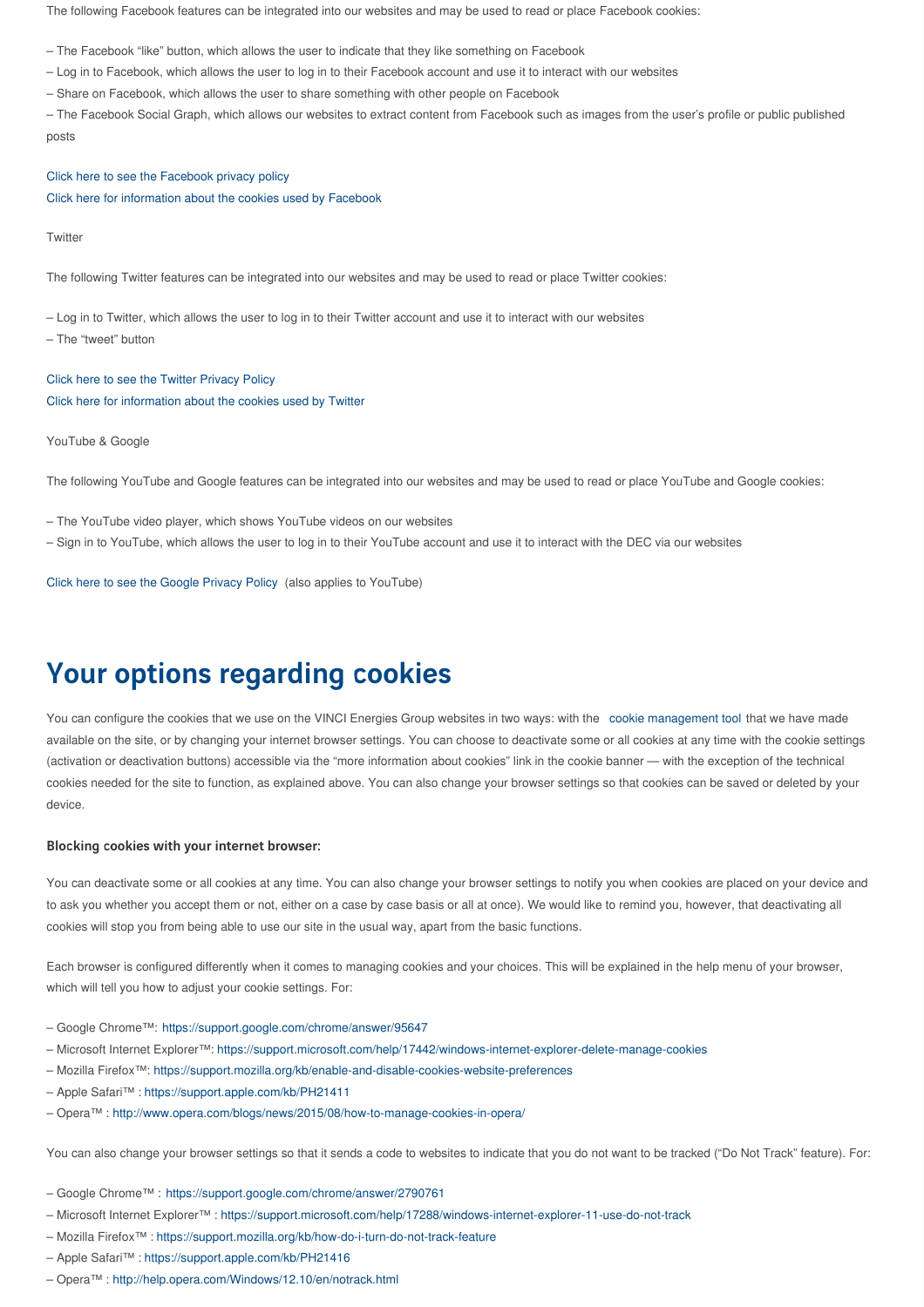The following Facebook features can be integrated into our websites and may be used to read or place Facebook cookies:

– The Facebook "like" button, which allows the user to indicate that they like something on Facebook
– Log in to Facebook, which allows the user to log in to their Facebook account and use it to interact with our websites
– Share on Facebook, which allows the user to share something with other people on Facebook
– The Facebook Social Graph, which allows our websites to extract content from Facebook such as images from the user's profile or public published posts

Click here to see the Facebook privacy policy
Click here for information about the cookies used by Facebook

Twitter

The following Twitter features can be integrated into our websites and may be used to read or place Twitter cookies:

– Log in to Twitter, which allows the user to log in to their Twitter account and use it to interact with our websites
– The "tweet" button

Click here to see the Twitter Privacy Policy
Click here for information about the cookies used by Twitter

YouTube & Google

The following YouTube and Google features can be integrated into our websites and may be used to read or place YouTube and Google cookies:

– The YouTube video player, which shows YouTube videos on our websites
– Sign in to YouTube, which allows the user to log in to their YouTube account and use it to interact with the DEC via our websites

Click here to see the Google Privacy Policy (also applies to YouTube)

# Your options regarding cookies

You can configure the cookies that we use on the VINCI Energies Group websites in two ways: with the cookie management tool that we have made available on the site, or by changing your internet browser settings. You can choose to deactivate some or all cookies at any time with the cookie settings (activation or deactivation buttons) accessible via the "more information about cookies" link in the cookie banner — with the exception of the technical cookies needed for the site to function, as explained above. You can also change your browser settings so that cookies can be saved or deleted by your device.

### Blocking cookies with your internet browser:

You can deactivate some or all cookies at any time. You can also change your browser settings to notify you when cookies are placed on your device and to ask you whether you accept them or not, either on a case by case basis or all at once). We would like to remind you, however, that deactivating all cookies will stop you from being able to use our site in the usual way, apart from the basic functions.

Each browser is configured differently when it comes to managing cookies and your choices. This will be explained in the help menu of your browser, which will tell you how to adjust your cookie settings. For:

– Google Chrome™: https://support.google.com/chrome/answer/95647
– Microsoft Internet Explorer™: https://support.microsoft.com/help/17442/windows-internet-explorer-delete-manage-cookies
– Mozilla Firefox™: https://support.mozilla.org/kb/enable-and-disable-cookies-website-preferences
– Apple Safari™ : https://support.apple.com/kb/PH21411
– Opera™ : http://www.opera.com/blogs/news/2015/08/how-to-manage-cookies-in-opera/

You can also change your browser settings so that it sends a code to websites to indicate that you do not want to be tracked ("Do Not Track" feature). For:

– Google Chrome™ : https://support.google.com/chrome/answer/2790761
– Microsoft Internet Explorer™ : https://support.microsoft.com/help/17288/windows-internet-explorer-11-use-do-not-track
– Mozilla Firefox™ : https://support.mozilla.org/kb/how-do-i-turn-do-not-track-feature
– Apple Safari™ : https://support.apple.com/kb/PH21416
– Opera™ : http://help.opera.com/Windows/12.10/en/notrack.html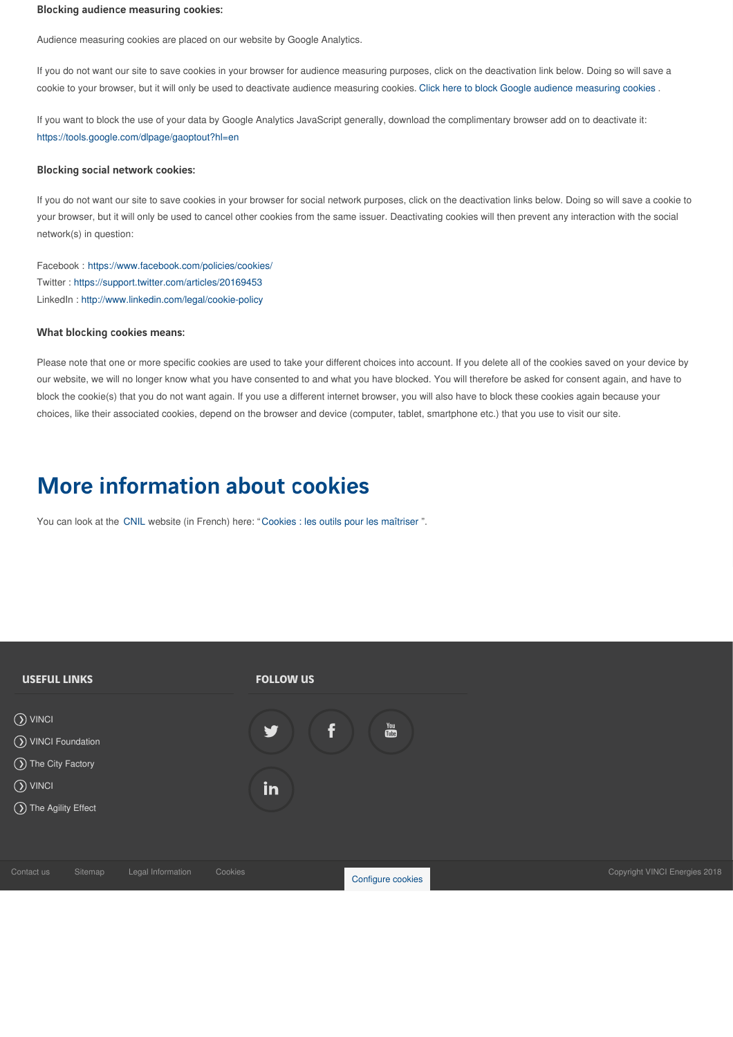### Blocking audience measuring cookies:

Audience measuring cookies are placed on our website by Google Analytics.

If you do not want our site to save cookies in your browser for audience measuring purposes, click on the deactivation link below. Doing so will save a cookie to your browser, but it will only be used to deactivate audience measuring cookies. Click here to block Google audience measuring cookies .

If you want to block the use of your data by Google Analytics JavaScript generally, download the complimentary browser add on to deactivate it: https://tools.google.com/dlpage/gaoptout?hl=en

### Blocking social network cookies:

If you do not want our site to save cookies in your browser for social network purposes, click on the deactivation links below. Doing so will save a cookie to your browser, but it will only be used to cancel other cookies from the same issuer. Deactivating cookies will then prevent any interaction with the social network(s) in question:

Facebook : https://www.facebook.com/policies/cookies/
Twitter : https://support.twitter.com/articles/20169453
LinkedIn : http://www.linkedin.com/legal/cookie-policy

### What blocking cookies means:

Please note that one or more specific cookies are used to take your different choices into account. If you delete all of the cookies saved on your device by our website, we will no longer know what you have consented to and what you have blocked. You will therefore be asked for consent again, and have to block the cookie(s) that you do not want again. If you use a different internet browser, you will also have to block these cookies again because your choices, like their associated cookies, depend on the browser and device (computer, tablet, smartphone etc.) that you use to visit our site.

## More information about cookies

You can look at the CNIL website (in French) here: "Cookies : les outils pour les maîtriser ".

**USEFUL LINKS**

- VINCI
- VINCI Foundation
- The City Factory
- VINCI
- The Agility Effect

**FOLLOW US**

Contact us | Sitemap | Legal Information | Cookies | Configure cookies

Copyright VINCI Energies 2018